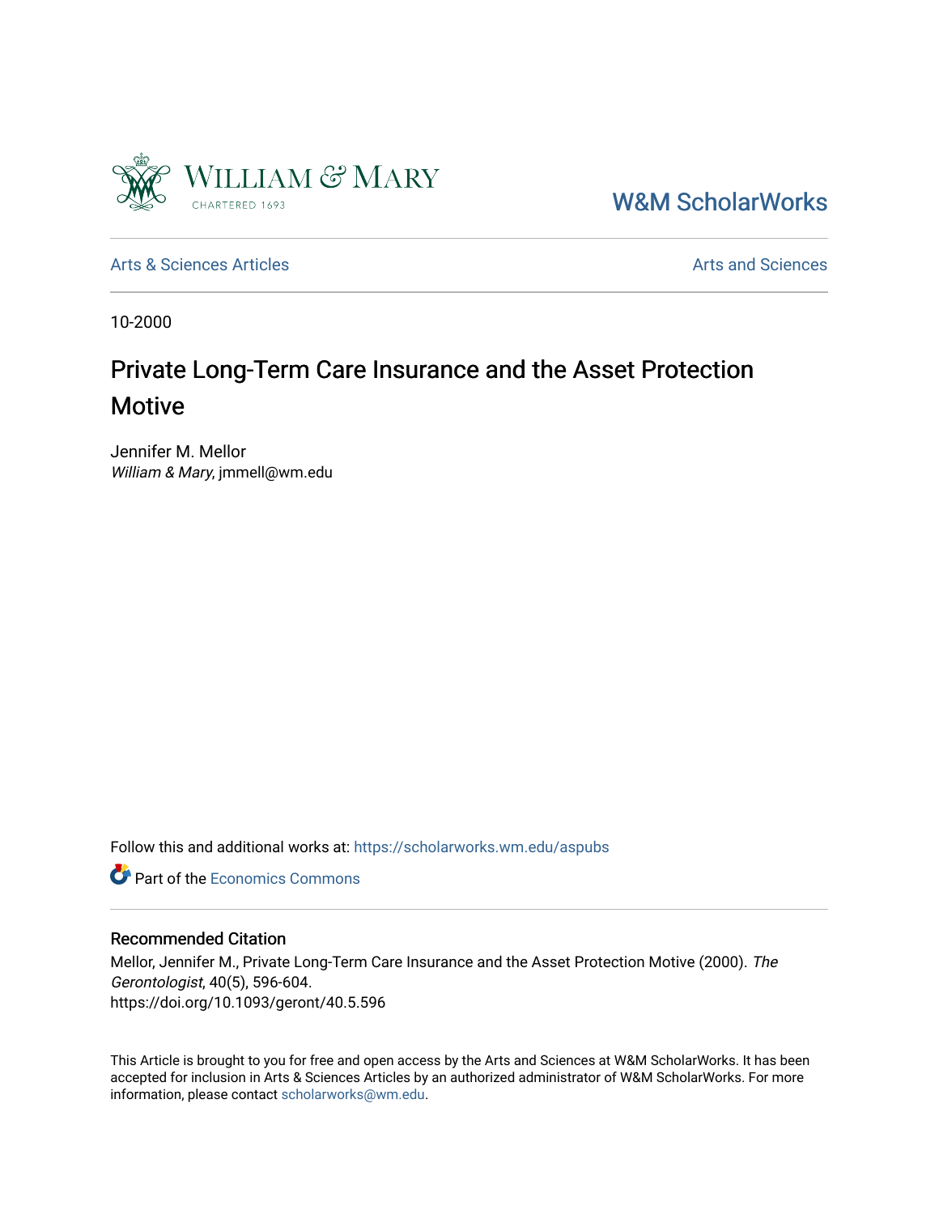William & Mary
CHARTERED 1693

W&M ScholarWorks

Arts & Sciences Articles | Arts and Sciences

10-2000

# Private Long-Term Care Insurance and the Asset Protection Motive

Jennifer M. Mellor
*William & Mary*, jmmell@wm.edu

Follow this and additional works at: https://scholarworks.wm.edu/aspubs

Part of the Economics Commons

## Recommended Citation

Mellor, Jennifer M., Private Long-Term Care Insurance and the Asset Protection Motive (2000). *The Gerontologist*, 40(5), 596-604.
https://doi.org/10.1093/geront/40.5.596

This Article is brought to you for free and open access by the Arts and Sciences at W&M ScholarWorks. It has been accepted for inclusion in Arts & Sciences Articles by an authorized administrator of W&M ScholarWorks. For more information, please contact scholarworks@wm.edu.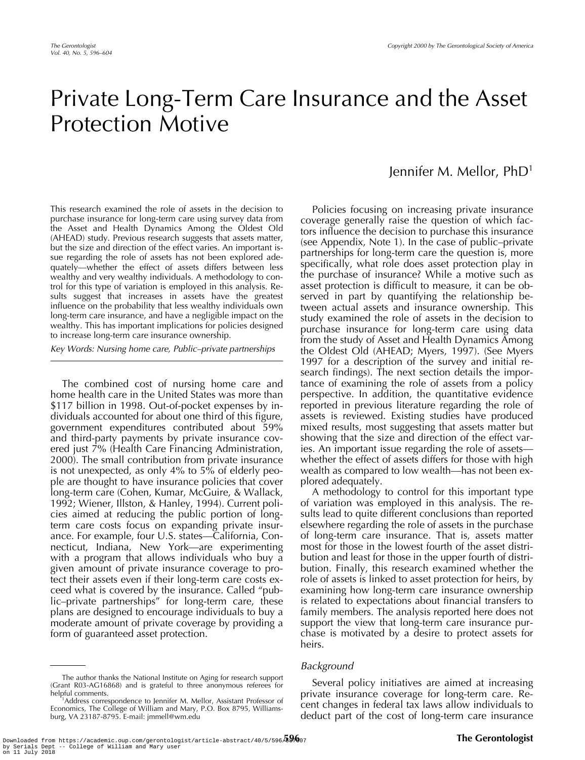# Private Long-Term Care Insurance and the Asset Protection Motive

Jennifer M. Mellor, PhD[1]

This research examined the role of assets in the decision to purchase insurance for long-term care using survey data from the Asset and Health Dynamics Among the Oldest Old (AHEAD) study. Previous research suggests that assets matter, but the size and direction of the effect varies. An important issue regarding the role of assets has not been explored adequately—whether the effect of assets differs between less wealthy and very wealthy individuals. A methodology to control for this type of variation is employed in this analysis. Results suggest that increases in assets have the greatest influence on the probability that less wealthy individuals own long-term care insurance, and have a negligible impact on the wealthy. This has important implications for policies designed to increase long-term care insurance ownership.

*Key Words: Nursing home care, Public–private partnerships*

The combined cost of nursing home care and home health care in the United States was more than $117 billion in 1998. Out-of-pocket expenses by individuals accounted for about one third of this figure, government expenditures contributed about 59% and third-party payments by private insurance covered just 7% (Health Care Financing Administration, 2000). The small contribution from private insurance is not unexpected, as only 4% to 5% of elderly people are thought to have insurance policies that cover long-term care (Cohen, Kumar, McGuire, & Wallack, 1992; Wiener, Illston, & Hanley, 1994). Current policies aimed at reducing the public portion of long-term care costs focus on expanding private insurance. For example, four U.S. states—California, Connecticut, Indiana, New York—are experimenting with a program that allows individuals who buy a given amount of private insurance coverage to protect their assets even if their long-term care costs exceed what is covered by the insurance. Called "public–private partnerships" for long-term care, these plans are designed to encourage individuals to buy a moderate amount of private coverage by providing a form of guaranteed asset protection.

Policies focusing on increasing private insurance coverage generally raise the question of which factors influence the decision to purchase this insurance (see Appendix, Note 1). In the case of public–private partnerships for long-term care the question is, more specifically, what role does asset protection play in the purchase of insurance? While a motive such as asset protection is difficult to measure, it can be observed in part by quantifying the relationship between actual assets and insurance ownership. This study examined the role of assets in the decision to purchase insurance for long-term care using data from the study of Asset and Health Dynamics Among the Oldest Old (AHEAD; Myers, 1997). (See Myers 1997 for a description of the survey and initial research findings). The next section details the importance of examining the role of assets from a policy perspective. In addition, the quantitative evidence reported in previous literature regarding the role of assets is reviewed. Existing studies have produced mixed results, most suggesting that assets matter but showing that the size and direction of the effect varies. An important issue regarding the role of assets—whether the effect of assets differs for those with high wealth as compared to low wealth—has not been explored adequately.

A methodology to control for this important type of variation was employed in this analysis. The results lead to quite different conclusions than reported elsewhere regarding the role of assets in the purchase of long-term care insurance. That is, assets matter most for those in the lowest fourth of the asset distribution and least for those in the upper fourth of distribution. Finally, this research examined whether the role of assets is linked to asset protection for heirs, by examining how long-term care insurance ownership is related to expectations about financial transfers to family members. The analysis reported here does not support the view that long-term care insurance purchase is motivated by a desire to protect assets for heirs.

## *Background*

Several policy initiatives are aimed at increasing private insurance coverage for long-term care. Recent changes in federal tax laws allow individuals to deduct part of the cost of long-term care insurance

---

The author thanks the National Institute on Aging for research support (Grant R03-AG16868) and is grateful to three anonymous referees for helpful comments.

[1]Address correspondence to Jennifer M. Mellor, Assistant Professor of Economics, The College of William and Mary, P.O. Box 8795, Williamsburg, VA 23187-8795. E-mail: jmmell@wm.edu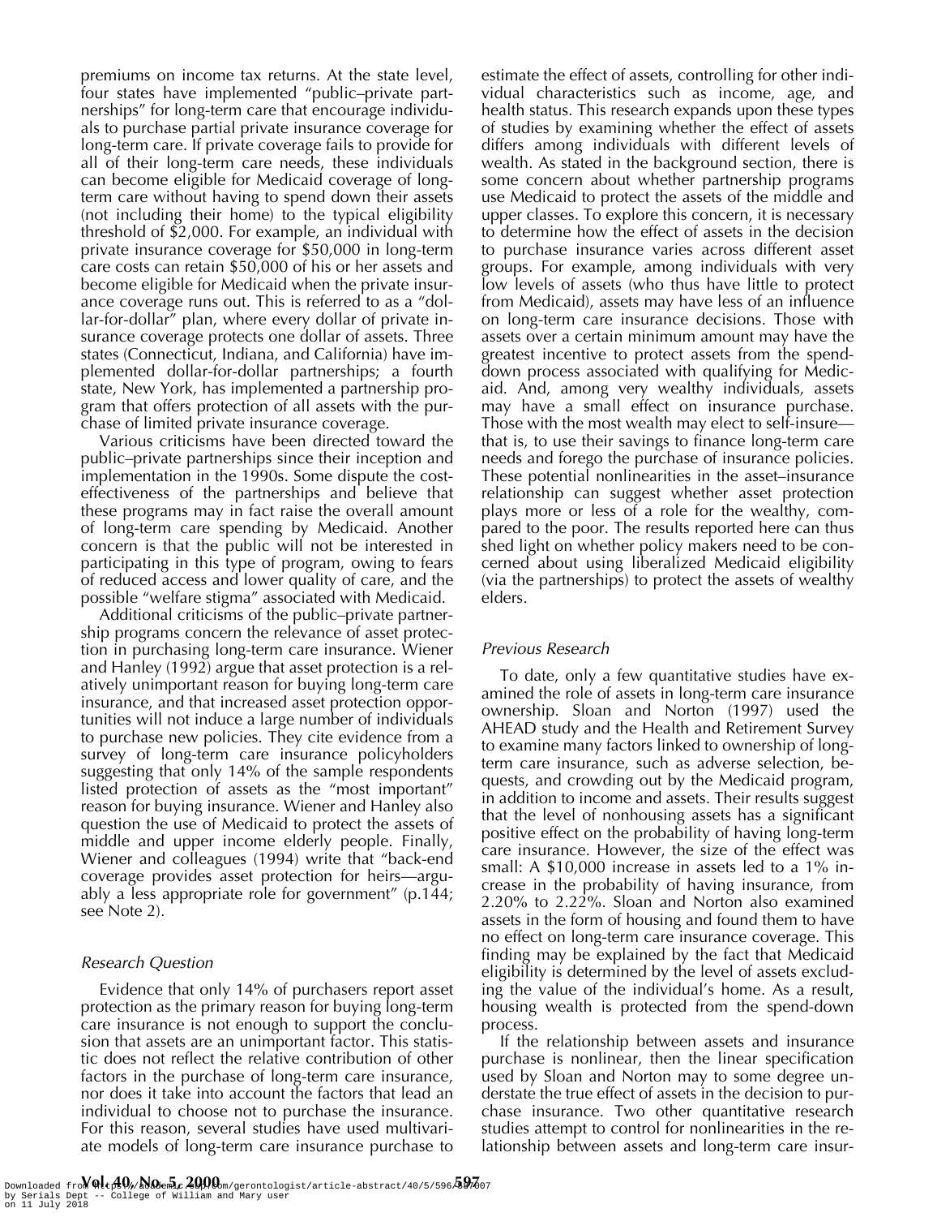premiums on income tax returns. At the state level, four states have implemented "public–private partnerships" for long-term care that encourage individuals to purchase partial private insurance coverage for long-term care. If private coverage fails to provide for all of their long-term care needs, these individuals can become eligible for Medicaid coverage of long-term care without having to spend down their assets (not including their home) to the typical eligibility threshold of $2,000. For example, an individual with private insurance coverage for $50,000 in long-term care costs can retain $50,000 of his or her assets and become eligible for Medicaid when the private insurance coverage runs out. This is referred to as a "dollar-for-dollar" plan, where every dollar of private insurance coverage protects one dollar of assets. Three states (Connecticut, Indiana, and California) have implemented dollar-for-dollar partnerships; a fourth state, New York, has implemented a partnership program that offers protection of all assets with the purchase of limited private insurance coverage.

Various criticisms have been directed toward the public–private partnerships since their inception and implementation in the 1990s. Some dispute the cost-effectiveness of the partnerships and believe that these programs may in fact raise the overall amount of long-term care spending by Medicaid. Another concern is that the public will not be interested in participating in this type of program, owing to fears of reduced access and lower quality of care, and the possible "welfare stigma" associated with Medicaid.

Additional criticisms of the public–private partnership programs concern the relevance of asset protection in purchasing long-term care insurance. Wiener and Hanley (1992) argue that asset protection is a relatively unimportant reason for buying long-term care insurance, and that increased asset protection opportunities will not induce a large number of individuals to purchase new policies. They cite evidence from a survey of long-term care insurance policyholders suggesting that only 14% of the sample respondents listed protection of assets as the "most important" reason for buying insurance. Wiener and Hanley also question the use of Medicaid to protect the assets of middle and upper income elderly people. Finally, Wiener and colleagues (1994) write that "back-end coverage provides asset protection for heirs—arguably a less appropriate role for government" (p.144; see Note 2).

### *Research Question*

Evidence that only 14% of purchasers report asset protection as the primary reason for buying long-term care insurance is not enough to support the conclusion that assets are an unimportant factor. This statistic does not reflect the relative contribution of other factors in the purchase of long-term care insurance, nor does it take into account the factors that lead an individual to choose not to purchase the insurance. For this reason, several studies have used multivariate models of long-term care insurance purchase to estimate the effect of assets, controlling for other individual characteristics such as income, age, and health status. This research expands upon these types of studies by examining whether the effect of assets differs among individuals with different levels of wealth. As stated in the background section, there is some concern about whether partnership programs use Medicaid to protect the assets of the middle and upper classes. To explore this concern, it is necessary to determine how the effect of assets in the decision to purchase insurance varies across different asset groups. For example, among individuals with very low levels of assets (who thus have little to protect from Medicaid), assets may have less of an influence on long-term care insurance decisions. Those with assets over a certain minimum amount may have the greatest incentive to protect assets from the spend-down process associated with qualifying for Medicaid. And, among very wealthy individuals, assets may have a small effect on insurance purchase. Those with the most wealth may elect to self-insure—that is, to use their savings to finance long-term care needs and forego the purchase of insurance policies. These potential nonlinearities in the asset–insurance relationship can suggest whether asset protection plays more or less of a role for the wealthy, compared to the poor. The results reported here can thus shed light on whether policy makers need to be concerned about using liberalized Medicaid eligibility (via the partnerships) to protect the assets of wealthy elders.

### *Previous Research*

To date, only a few quantitative studies have examined the role of assets in long-term care insurance ownership. Sloan and Norton (1997) used the AHEAD study and the Health and Retirement Survey to examine many factors linked to ownership of long-term care insurance, such as adverse selection, bequests, and crowding out by the Medicaid program, in addition to income and assets. Their results suggest that the level of nonhousing assets has a significant positive effect on the probability of having long-term care insurance. However, the size of the effect was small: A $10,000 increase in assets led to a 1% increase in the probability of having insurance, from 2.20% to 2.22%. Sloan and Norton also examined assets in the form of housing and found them to have no effect on long-term care insurance coverage. This finding may be explained by the fact that Medicaid eligibility is determined by the level of assets excluding the value of the individual's home. As a result, housing wealth is protected from the spend-down process.

If the relationship between assets and insurance purchase is nonlinear, then the linear specification used by Sloan and Norton may to some degree understate the true effect of assets in the decision to purchase insurance. Two other quantitative research studies attempt to control for nonlinearities in the relationship between assets and long-term care insur-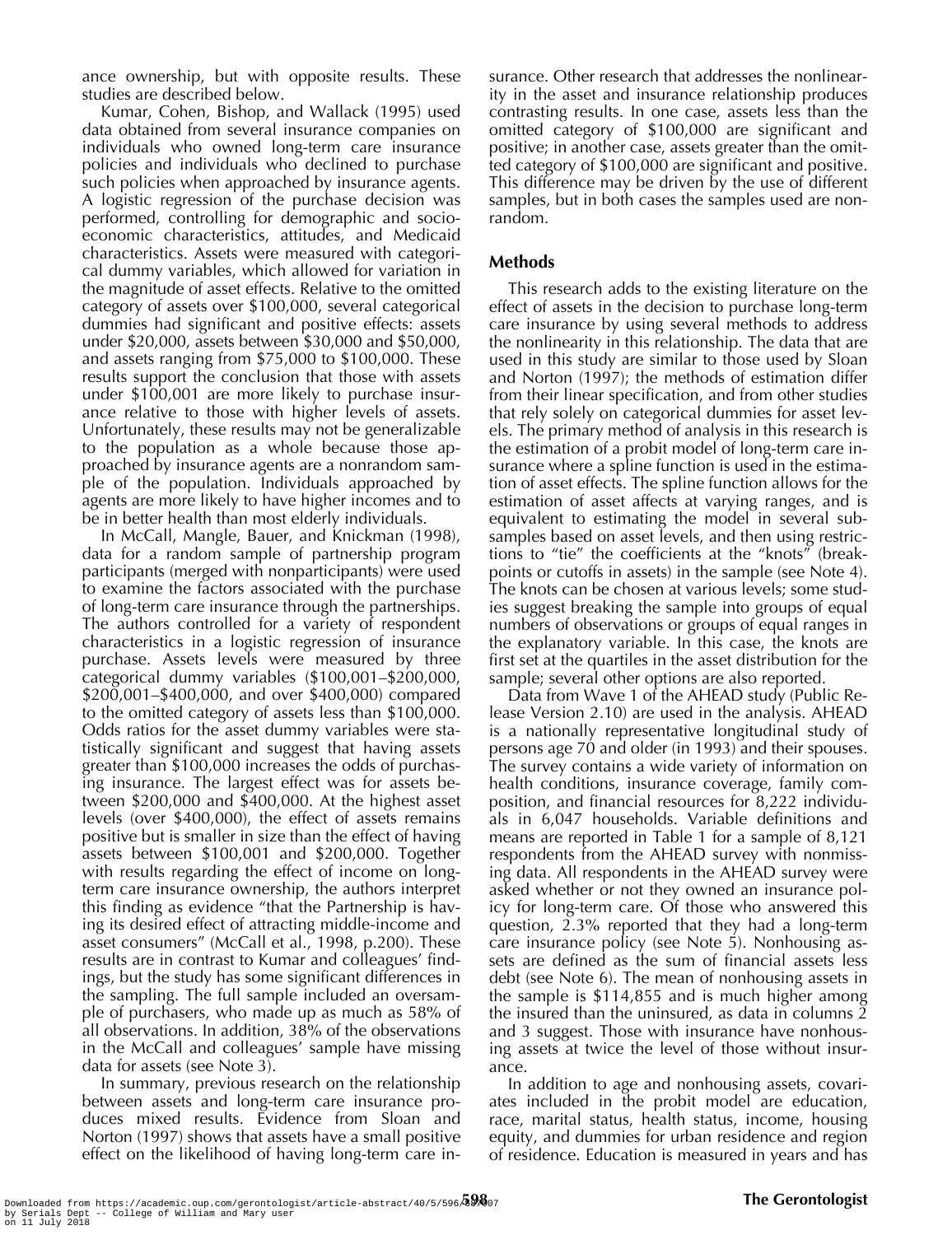ance ownership, but with opposite results. These studies are described below.

Kumar, Cohen, Bishop, and Wallack (1995) used data obtained from several insurance companies on individuals who owned long-term care insurance policies and individuals who declined to purchase such policies when approached by insurance agents. A logistic regression of the purchase decision was performed, controlling for demographic and socioeconomic characteristics, attitudes, and Medicaid characteristics. Assets were measured with categorical dummy variables, which allowed for variation in the magnitude of asset effects. Relative to the omitted category of assets over $100,000, several categorical dummies had significant and positive effects: assets under $20,000, assets between $30,000 and $50,000, and assets ranging from $75,000 to $100,000. These results support the conclusion that those with assets under $100,001 are more likely to purchase insurance relative to those with higher levels of assets. Unfortunately, these results may not be generalizable to the population as a whole because those approached by insurance agents are a nonrandom sample of the population. Individuals approached by agents are more likely to have higher incomes and to be in better health than most elderly individuals.

In McCall, Mangle, Bauer, and Knickman (1998), data for a random sample of partnership program participants (merged with nonparticipants) were used to examine the factors associated with the purchase of long-term care insurance through the partnerships. The authors controlled for a variety of respondent characteristics in a logistic regression of insurance purchase. Assets levels were measured by three categorical dummy variables ($100,001–$200,000, $200,001–$400,000, and over $400,000) compared to the omitted category of assets less than $100,000. Odds ratios for the asset dummy variables were statistically significant and suggest that having assets greater than $100,000 increases the odds of purchasing insurance. The largest effect was for assets between $200,000 and $400,000. At the highest asset levels (over $400,000), the effect of assets remains positive but is smaller in size than the effect of having assets between $100,001 and $200,000. Together with results regarding the effect of income on long-term care insurance ownership, the authors interpret this finding as evidence "that the Partnership is having its desired effect of attracting middle-income and asset consumers" (McCall et al., 1998, p.200). These results are in contrast to Kumar and colleagues' findings, but the study has some significant differences in the sampling. The full sample included an oversample of purchasers, who made up as much as 58% of all observations. In addition, 38% of the observations in the McCall and colleagues' sample have missing data for assets (see Note 3).

In summary, previous research on the relationship between assets and long-term care insurance produces mixed results. Evidence from Sloan and Norton (1997) shows that assets have a small positive effect on the likelihood of having long-term care insurance. Other research that addresses the nonlinearity in the asset and insurance relationship produces contrasting results. In one case, assets less than the omitted category of $100,000 are significant and positive; in another case, assets greater than the omitted category of $100,000 are significant and positive. This difference may be driven by the use of different samples, but in both cases the samples used are nonrandom.

## Methods

This research adds to the existing literature on the effect of assets in the decision to purchase long-term care insurance by using several methods to address the nonlinearity in this relationship. The data that are used in this study are similar to those used by Sloan and Norton (1997); the methods of estimation differ from their linear specification, and from other studies that rely solely on categorical dummies for asset levels. The primary method of analysis in this research is the estimation of a probit model of long-term care insurance where a spline function is used in the estimation of asset effects. The spline function allows for the estimation of asset affects at varying ranges, and is equivalent to estimating the model in several subsamples based on asset levels, and then using restrictions to "tie" the coefficients at the "knots" (breakpoints or cutoffs in assets) in the sample (see Note 4). The knots can be chosen at various levels; some studies suggest breaking the sample into groups of equal numbers of observations or groups of equal ranges in the explanatory variable. In this case, the knots are first set at the quartiles in the asset distribution for the sample; several other options are also reported.

Data from Wave 1 of the AHEAD study (Public Release Version 2.10) are used in the analysis. AHEAD is a nationally representative longitudinal study of persons age 70 and older (in 1993) and their spouses. The survey contains a wide variety of information on health conditions, insurance coverage, family composition, and financial resources for 8,222 individuals in 6,047 households. Variable definitions and means are reported in Table 1 for a sample of 8,121 respondents from the AHEAD survey with nonmissing data. All respondents in the AHEAD survey were asked whether or not they owned an insurance policy for long-term care. Of those who answered this question, 2.3% reported that they had a long-term care insurance policy (see Note 5). Nonhousing assets are defined as the sum of financial assets less debt (see Note 6). The mean of nonhousing assets in the sample is $114,855 and is much higher among the insured than the uninsured, as data in columns 2 and 3 suggest. Those with insurance have nonhousing assets at twice the level of those without insurance.

In addition to age and nonhousing assets, covariates included in the probit model are education, race, marital status, health status, income, housing equity, and dummies for urban residence and region of residence. Education is measured in years and has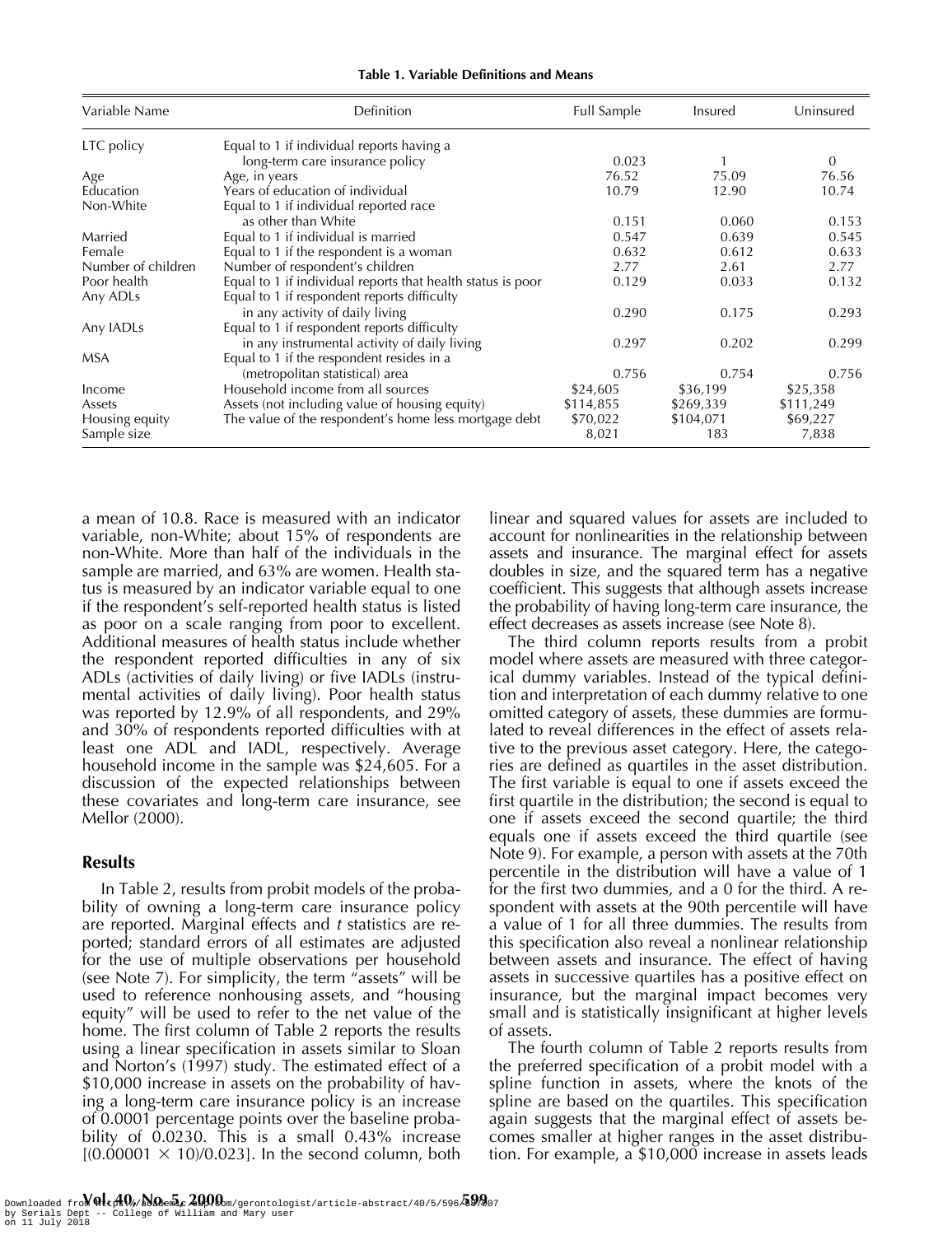**Table 1. Variable Definitions and Means**

| Variable Name | Definition | Full Sample | Insured | Uninsured |
|---|---|---|---|---|
| LTC policy | Equal to 1 if individual reports having a long-term care insurance policy | 0.023 | 1 | 0 |
| Age | Age, in years | 76.52 | 75.09 | 76.56 |
| Education | Years of education of individual | 10.79 | 12.90 | 10.74 |
| Non-White | Equal to 1 if individual reported race as other than White | 0.151 | 0.060 | 0.153 |
| Married | Equal to 1 if individual is married | 0.547 | 0.639 | 0.545 |
| Female | Equal to 1 if the respondent is a woman | 0.632 | 0.612 | 0.633 |
| Number of children | Number of respondent's children | 2.77 | 2.61 | 2.77 |
| Poor health | Equal to 1 if individual reports that health status is poor | 0.129 | 0.033 | 0.132 |
| Any ADLs | Equal to 1 if respondent reports difficulty in any activity of daily living | 0.290 | 0.175 | 0.293 |
| Any IADLs | Equal to 1 if respondent reports difficulty in any instrumental activity of daily living | 0.297 | 0.202 | 0.299 |
| MSA | Equal to 1 if the respondent resides in a (metropolitan statistical) area | 0.756 | 0.754 | 0.756 |
| Income | Household income from all sources | \$24,605 | \$36,199 | \$25,358 |
| Assets | Assets (not including value of housing equity) | \$114,855 | \$269,339 | \$111,249 |
| Housing equity | The value of the respondent's home less mortgage debt | \$70,022 | \$104,071 | \$69,227 |
| Sample size | | 8,021 | 183 | 7,838 |

a mean of 10.8. Race is measured with an indicator variable, non-White; about 15% of respondents are non-White. More than half of the individuals in the sample are married, and 63% are women. Health status is measured by an indicator variable equal to one if the respondent's self-reported health status is listed as poor on a scale ranging from poor to excellent. Additional measures of health status include whether the respondent reported difficulties in any of six ADLs (activities of daily living) or five IADLs (instrumental activities of daily living). Poor health status was reported by 12.9% of all respondents, and 29% and 30% of respondents reported difficulties with at least one ADL and IADL, respectively. Average household income in the sample was \$24,605. For a discussion of the expected relationships between these covariates and long-term care insurance, see Mellor (2000).

## Results

In Table 2, results from probit models of the probability of owning a long-term care insurance policy are reported. Marginal effects and *t* statistics are reported; standard errors of all estimates are adjusted for the use of multiple observations per household (see Note 7). For simplicity, the term "assets" will be used to reference nonhousing assets, and "housing equity" will be used to refer to the net value of the home. The first column of Table 2 reports the results using a linear specification in assets similar to Sloan and Norton's (1997) study. The estimated effect of a \$10,000 increase in assets on the probability of having a long-term care insurance policy is an increase of 0.0001 percentage points over the baseline probability of 0.0230. This is a small 0.43% increase $[(0.00001 \times 10)/0.023]$. In the second column, both linear and squared values for assets are included to account for nonlinearities in the relationship between assets and insurance. The marginal effect for assets doubles in size, and the squared term has a negative coefficient. This suggests that although assets increase the probability of having long-term care insurance, the effect decreases as assets increase (see Note 8).

The third column reports results from a probit model where assets are measured with three categorical dummy variables. Instead of the typical definition and interpretation of each dummy relative to one omitted category of assets, these dummies are formulated to reveal differences in the effect of assets relative to the previous asset category. Here, the categories are defined as quartiles in the asset distribution. The first variable is equal to one if assets exceed the first quartile in the distribution; the second is equal to one if assets exceed the second quartile; the third equals one if assets exceed the third quartile (see Note 9). For example, a person with assets at the 70th percentile in the distribution will have a value of 1 for the first two dummies, and a 0 for the third. A respondent with assets at the 90th percentile will have a value of 1 for all three dummies. The results from this specification also reveal a nonlinear relationship between assets and insurance. The effect of having assets in successive quartiles has a positive effect on insurance, but the marginal impact becomes very small and is statistically insignificant at higher levels of assets.

The fourth column of Table 2 reports results from the preferred specification of a probit model with a spline function in assets, where the knots of the spline are based on the quartiles. This specification again suggests that the marginal effect of assets becomes smaller at higher ranges in the asset distribution. For example, a \$10,000 increase in assets leads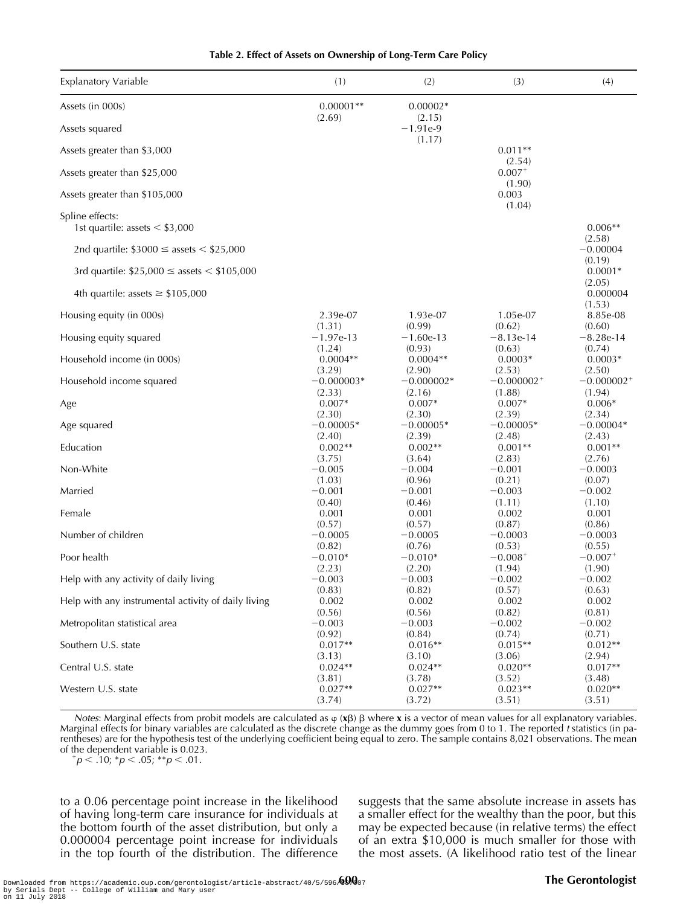**Table 2. Effect of Assets on Ownership of Long-Term Care Policy**

| Explanatory Variable | (1) | (2) | (3) | (4) |
|---|---|---|---|---|
| Assets (in 000s) | 0.00001** (2.69) | 0.00002* (2.15) | | |
| Assets squared | | −1.91e-9 (1.17) | | |
| Assets greater than \$3,000 | | | 0.011** (2.54) | |
| Assets greater than \$25,000 | | | 0.007⁺ (1.90) | |
| Assets greater than \$105,000 | | | 0.003 (1.04) | |
| Spline effects: | | | | |
| 1st quartile: assets < \$3,000 | | | | 0.006** (2.58) |
| 2nd quartile: \$3000 ≤ assets < \$25,000 | | | | −0.00004 (0.19) |
| 3rd quartile: \$25,000 ≤ assets < \$105,000 | | | | 0.0001* (2.05) |
| 4th quartile: assets ≥ \$105,000 | | | | 0.000004 (1.53) |
| Housing equity (in 000s) | 2.39e-07 (1.31) | 1.93e-07 (0.99) | 1.05e-07 (0.62) | 8.85e-08 (0.60) |
| Housing equity squared | −1.97e-13 (1.24) | −1.60e-13 (0.93) | −8.13e-14 (0.63) | −8.28e-14 (0.74) |
| Household income (in 000s) | 0.0004** (3.29) | 0.0004** (2.90) | 0.0003* (2.53) | 0.0003* (2.50) |
| Household income squared | −0.000003* (2.33) | −0.000002* (2.16) | −0.000002⁺ (1.88) | −0.000002⁺ (1.94) |
| Age | 0.007* (2.30) | 0.007* (2.30) | 0.007* (2.39) | 0.006* (2.34) |
| Age squared | −0.00005* (2.40) | −0.00005* (2.39) | −0.00005* (2.48) | −0.00004* (2.43) |
| Education | 0.002** (3.75) | 0.002** (3.64) | 0.001** (2.83) | 0.001** (2.76) |
| Non-White | −0.005 (1.03) | −0.004 (0.96) | −0.001 (0.21) | −0.0003 (0.07) |
| Married | −0.001 (0.40) | −0.001 (0.46) | −0.003 (1.11) | −0.002 (1.10) |
| Female | 0.001 (0.57) | 0.001 (0.57) | 0.002 (0.87) | 0.001 (0.86) |
| Number of children | −0.0005 (0.82) | −0.0005 (0.76) | −0.0003 (0.53) | −0.0003 (0.55) |
| Poor health | −0.010* (2.23) | −0.010* (2.20) | −0.008⁺ (1.94) | −0.007⁺ (1.90) |
| Help with any activity of daily living | −0.003 (0.83) | −0.003 (0.82) | −0.002 (0.57) | −0.002 (0.63) |
| Help with any instrumental activity of daily living | 0.002 (0.56) | 0.002 (0.56) | 0.002 (0.82) | 0.002 (0.81) |
| Metropolitan statistical area | −0.003 (0.92) | −0.003 (0.84) | −0.002 (0.74) | −0.002 (0.71) |
| Southern U.S. state | 0.017** (3.13) | 0.016** (3.10) | 0.015** (3.06) | 0.012** (2.94) |
| Central U.S. state | 0.024** (3.81) | 0.024** (3.78) | 0.020** (3.52) | 0.017** (3.48) |
| Western U.S. state | 0.027** (3.74) | 0.027** (3.72) | 0.023** (3.51) | 0.020** (3.51) |

*Notes*: Marginal effects from probit models are calculated as $\varphi(\mathbf{x}\beta)\,\beta$ where $\mathbf{x}$ is a vector of mean values for all explanatory variables. Marginal effects for binary variables are calculated as the discrete change as the dummy goes from 0 to 1. The reported *t* statistics (in parentheses) are for the hypothesis test of the underlying coefficient being equal to zero. The sample contains 8,021 observations. The mean of the dependent variable is 0.023.
⁺$p < .10$; \*$p < .05$; \*\*$p < .01$.

to a 0.06 percentage point increase in the likelihood of having long-term care insurance for individuals at the bottom fourth of the asset distribution, but only a 0.000004 percentage point increase for individuals in the top fourth of the distribution. The difference suggests that the same absolute increase in assets has a smaller effect for the wealthy than the poor, but this may be expected because (in relative terms) the effect of an extra \$10,000 is much smaller for those with the most assets. (A likelihood ratio test of the linear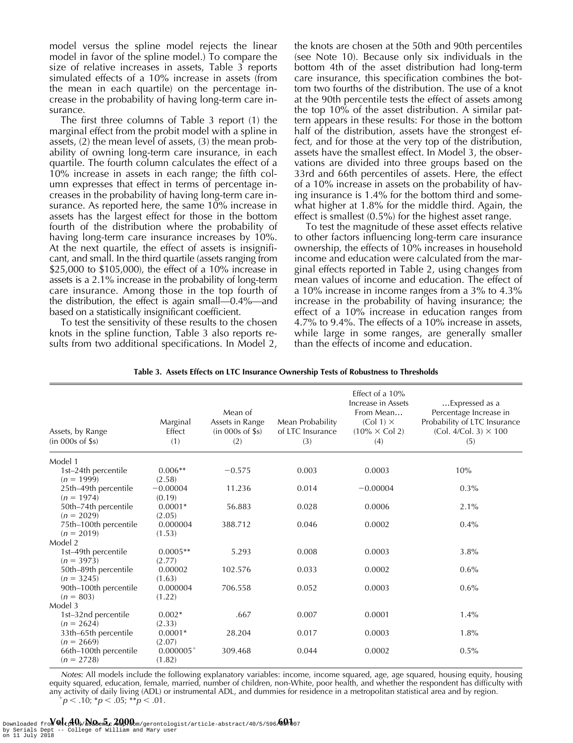model versus the spline model rejects the linear model in favor of the spline model.) To compare the size of relative increases in assets, Table 3 reports simulated effects of a 10% increase in assets (from the mean in each quartile) on the percentage increase in the probability of having long-term care insurance.

The first three columns of Table 3 report (1) the marginal effect from the probit model with a spline in assets, (2) the mean level of assets, (3) the mean probability of owning long-term care insurance, in each quartile. The fourth column calculates the effect of a 10% increase in assets in each range; the fifth column expresses that effect in terms of percentage increases in the probability of having long-term care insurance. As reported here, the same 10% increase in assets has the largest effect for those in the bottom fourth of the distribution where the probability of having long-term care insurance increases by 10%. At the next quartile, the effect of assets is insignificant, and small. In the third quartile (assets ranging from \$25,000 to \$105,000), the effect of a 10% increase in assets is a 2.1% increase in the probability of long-term care insurance. Among those in the top fourth of the distribution, the effect is again small—0.4%—and based on a statistically insignificant coefficient.

To test the sensitivity of these results to the chosen knots in the spline function, Table 3 also reports results from two additional specifications. In Model 2, the knots are chosen at the 50th and 90th percentiles (see Note 10). Because only six individuals in the bottom 4th of the asset distribution had long-term care insurance, this specification combines the bottom two fourths of the distribution. The use of a knot at the 90th percentile tests the effect of assets among the top 10% of the asset distribution. A similar pattern appears in these results: For those in the bottom half of the distribution, assets have the strongest effect, and for those at the very top of the distribution, assets have the smallest effect. In Model 3, the observations are divided into three groups based on the 33rd and 66th percentiles of assets. Here, the effect of a 10% increase in assets on the probability of having insurance is 1.4% for the bottom third and somewhat higher at 1.8% for the middle third. Again, the effect is smallest (0.5%) for the highest asset range.

To test the magnitude of these asset effects relative to other factors influencing long-term care insurance ownership, the effects of 10% increases in household income and education were calculated from the marginal effects reported in Table 2, using changes from mean values of income and education. The effect of a 10% increase in income ranges from a 3% to 4.3% increase in the probability of having insurance; the effect of a 10% increase in education ranges from 4.7% to 9.4%. The effects of a 10% increase in assets, while large in some ranges, are generally smaller than the effects of income and education.

**Table 3. Assets Effects on LTC Insurance Ownership Tests of Robustness to Thresholds**

| Assets, by Range (in 000s of \$s) | Marginal Effect (1) | Mean of Assets in Range (in 000s of \$s) (2) | Mean Probability of LTC Insurance (3) | Effect of a 10% Increase in Assets From Mean... (Col 1) × (10% × Col 2) (4) | ...Expressed as a Percentage Increase in Probability of LTC Insurance (Col. 4/Col. 3) × 100 (5) |
|---|---|---|---|---|---|
| Model 1 | | | | | |
| 1st–24th percentile ($n$ = 1999) | 0.006** (2.58) | −0.575 | 0.003 | 0.0003 | 10% |
| 25th–49th percentile ($n$ = 1974) | −0.00004 (0.19) | 11.236 | 0.014 | −0.00004 | 0.3% |
| 50th–74th percentile ($n$ = 2029) | 0.0001* (2.05) | 56.883 | 0.028 | 0.0006 | 2.1% |
| 75th–100th percentile ($n$ = 2019) | 0.000004 (1.53) | 388.712 | 0.046 | 0.0002 | 0.4% |
| Model 2 | | | | | |
| 1st–49th percentile ($n$ = 3973) | 0.0005** (2.77) | 5.293 | 0.008 | 0.0003 | 3.8% |
| 50th–89th percentile ($n$ = 3245) | 0.00002 (1.63) | 102.576 | 0.033 | 0.0002 | 0.6% |
| 90th–100th percentile ($n$ = 803) | 0.000004 (1.22) | 706.558 | 0.052 | 0.0003 | 0.6% |
| Model 3 | | | | | |
| 1st–32nd percentile ($n$ = 2624) | 0.002* (2.33) | .667 | 0.007 | 0.0001 | 1.4% |
| 33th–65th percentile ($n$ = 2669) | 0.0001* (2.07) | 28.204 | 0.017 | 0.0003 | 1.8% |
| 66th–100th percentile ($n$ = 2728) | 0.000005$^{+}$ (1.82) | 309.468 | 0.044 | 0.0002 | 0.5% |

*Notes*: All models include the following explanatory variables: income, income squared, age, age squared, housing equity, housing equity squared, education, female, married, number of children, non-White, poor health, and whether the respondent has difficulty with any activity of daily living (ADL) or instrumental ADL, and dummies for residence in a metropolitan statistical area and by region.

$^{+}p < .10$; $^{*}p < .05$; $^{**}p < .01$.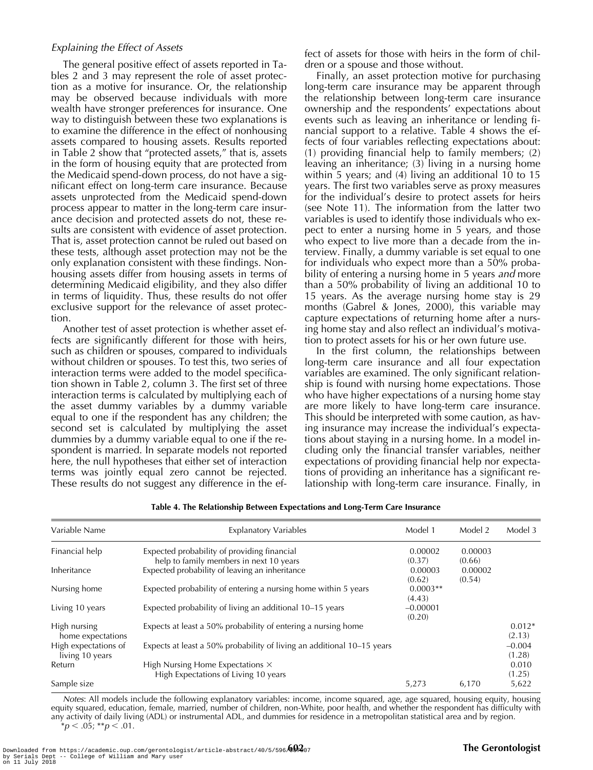### *Explaining the Effect of Assets*

The general positive effect of assets reported in Tables 2 and 3 may represent the role of asset protection as a motive for insurance. Or, the relationship may be observed because individuals with more wealth have stronger preferences for insurance. One way to distinguish between these two explanations is to examine the difference in the effect of nonhousing assets compared to housing assets. Results reported in Table 2 show that "protected assets," that is, assets in the form of housing equity that are protected from the Medicaid spend-down process, do not have a significant effect on long-term care insurance. Because assets unprotected from the Medicaid spend-down process appear to matter in the long-term care insurance decision and protected assets do not, these results are consistent with evidence of asset protection. That is, asset protection cannot be ruled out based on these tests, although asset protection may not be the only explanation consistent with these findings. Nonhousing assets differ from housing assets in terms of determining Medicaid eligibility, and they also differ in terms of liquidity. Thus, these results do not offer exclusive support for the relevance of asset protection.

Another test of asset protection is whether asset effects are significantly different for those with heirs, such as children or spouses, compared to individuals without children or spouses. To test this, two series of interaction terms were added to the model specification shown in Table 2, column 3. The first set of three interaction terms is calculated by multiplying each of the asset dummy variables by a dummy variable equal to one if the respondent has any children; the second set is calculated by multiplying the asset dummies by a dummy variable equal to one if the respondent is married. In separate models not reported here, the null hypotheses that either set of interaction terms was jointly equal zero cannot be rejected. These results do not suggest any difference in the effect of assets for those with heirs in the form of children or a spouse and those without.

Finally, an asset protection motive for purchasing long-term care insurance may be apparent through the relationship between long-term care insurance ownership and the respondents' expectations about events such as leaving an inheritance or lending financial support to a relative. Table 4 shows the effects of four variables reflecting expectations about: (1) providing financial help to family members; (2) leaving an inheritance; (3) living in a nursing home within 5 years; and (4) living an additional 10 to 15 years. The first two variables serve as proxy measures for the individual's desire to protect assets for heirs (see Note 11). The information from the latter two variables is used to identify those individuals who expect to enter a nursing home in 5 years, and those who expect to live more than a decade from the interview. Finally, a dummy variable is set equal to one for individuals who expect more than a 50% probability of entering a nursing home in 5 years *and* more than a 50% probability of living an additional 10 to 15 years. As the average nursing home stay is 29 months (Gabrel & Jones, 2000), this variable may capture expectations of returning home after a nursing home stay and also reflect an individual's motivation to protect assets for his or her own future use.

In the first column, the relationships between long-term care insurance and all four expectation variables are examined. The only significant relationship is found with nursing home expectations. Those who have higher expectations of a nursing home stay are more likely to have long-term care insurance. This should be interpreted with some caution, as having insurance may increase the individual's expectations about staying in a nursing home. In a model including only the financial transfer variables, neither expectations of providing financial help nor expectations of providing an inheritance has a significant relationship with long-term care insurance. Finally, in

**Table 4. The Relationship Between Expectations and Long-Term Care Insurance**

| Variable Name | Explanatory Variables | Model 1 | Model 2 | Model 3 |
|---|---|---|---|---|
| Financial help | Expected probability of providing financial help to family members in next 10 years | 0.00002 (0.37) | 0.00003 (0.66) | |
| Inheritance | Expected probability of leaving an inheritance | 0.00003 (0.62) | 0.00002 (0.54) | |
| Nursing home | Expected probability of entering a nursing home within 5 years | 0.0003** (4.43) | | |
| Living 10 years | Expected probability of living an additional 10–15 years | –0.00001 (0.20) | | |
| High nursing home expectations | Expects at least a 50% probability of entering a nursing home | | | 0.012* (2.13) |
| High expectations of living 10 years | Expects at least a 50% probability of living an additional 10–15 years | | | –0.004 (1.28) |
| Return | High Nursing Home Expectations × High Expectations of Living 10 years | | | 0.010 (1.25) |
| Sample size | | 5,273 | 6,170 | 5,622 |

*Notes*: All models include the following explanatory variables: income, income squared, age, age squared, housing equity, housing equity squared, education, female, married, number of children, non-White, poor health, and whether the respondent has difficulty with any activity of daily living (ADL) or instrumental ADL, and dummies for residence in a metropolitan statistical area and by region.
*$p < .05$; **$p < .01$.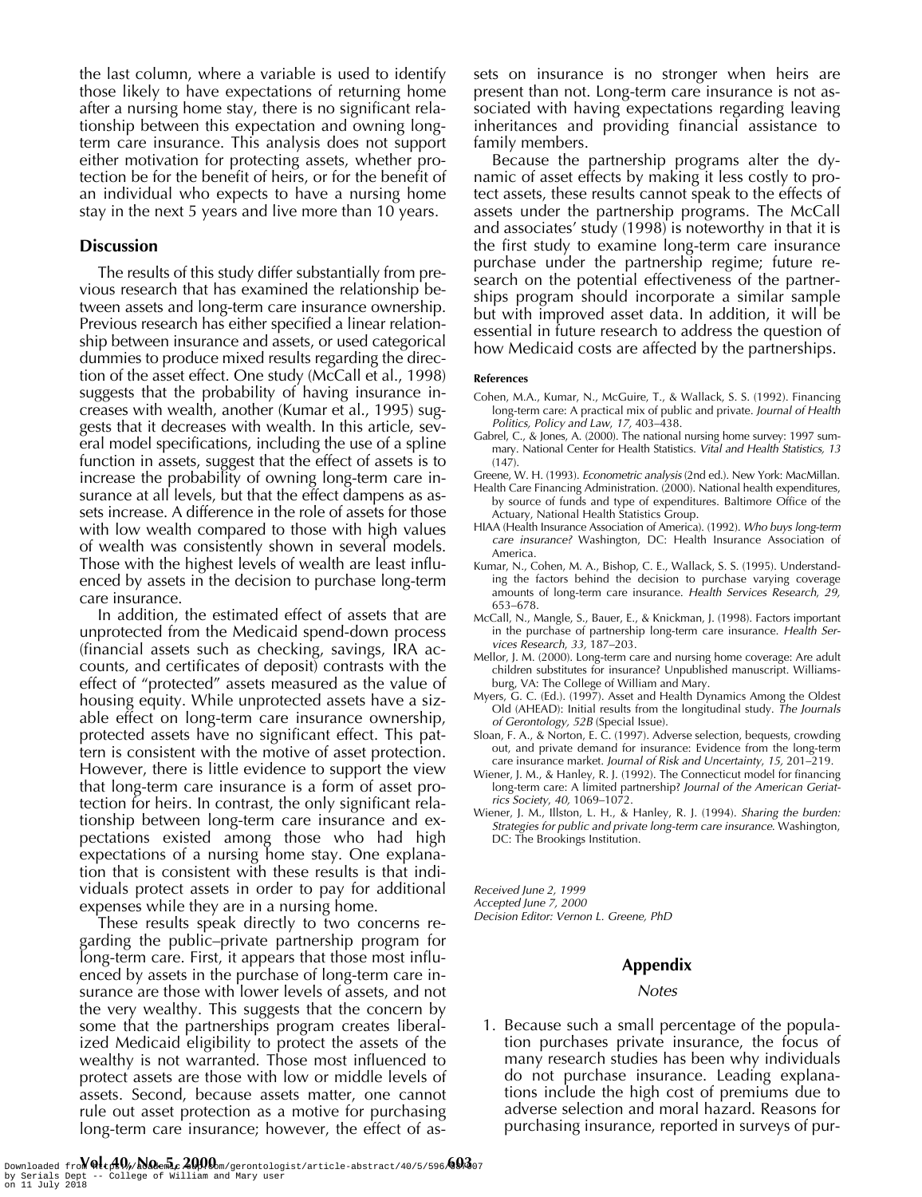the last column, where a variable is used to identify those likely to have expectations of returning home after a nursing home stay, there is no significant relationship between this expectation and owning long-term care insurance. This analysis does not support either motivation for protecting assets, whether protection be for the benefit of heirs, or for the benefit of an individual who expects to have a nursing home stay in the next 5 years and live more than 10 years.

## Discussion

The results of this study differ substantially from previous research that has examined the relationship between assets and long-term care insurance ownership. Previous research has either specified a linear relationship between insurance and assets, or used categorical dummies to produce mixed results regarding the direction of the asset effect. One study (McCall et al., 1998) suggests that the probability of having insurance increases with wealth, another (Kumar et al., 1995) suggests that it decreases with wealth. In this article, several model specifications, including the use of a spline function in assets, suggest that the effect of assets is to increase the probability of owning long-term care insurance at all levels, but that the effect dampens as assets increase. A difference in the role of assets for those with low wealth compared to those with high values of wealth was consistently shown in several models. Those with the highest levels of wealth are least influenced by assets in the decision to purchase long-term care insurance.

In addition, the estimated effect of assets that are unprotected from the Medicaid spend-down process (financial assets such as checking, savings, IRA accounts, and certificates of deposit) contrasts with the effect of "protected" assets measured as the value of housing equity. While unprotected assets have a sizable effect on long-term care insurance ownership, protected assets have no significant effect. This pattern is consistent with the motive of asset protection. However, there is little evidence to support the view that long-term care insurance is a form of asset protection for heirs. In contrast, the only significant relationship between long-term care insurance and expectations existed among those who had high expectations of a nursing home stay. One explanation that is consistent with these results is that individuals protect assets in order to pay for additional expenses while they are in a nursing home.

These results speak directly to two concerns regarding the public–private partnership program for long-term care. First, it appears that those most influenced by assets in the purchase of long-term care insurance are those with lower levels of assets, and not the very wealthy. This suggests that the concern by some that the partnerships program creates liberalized Medicaid eligibility to protect the assets of the wealthy is not warranted. Those most influenced to protect assets are those with low or middle levels of assets. Second, because assets matter, one cannot rule out asset protection as a motive for purchasing long-term care insurance; however, the effect of assets on insurance is no stronger when heirs are present than not. Long-term care insurance is not associated with having expectations regarding leaving inheritances and providing financial assistance to family members.

Because the partnership programs alter the dynamic of asset effects by making it less costly to protect assets, these results cannot speak to the effects of assets under the partnership programs. The McCall and associates' study (1998) is noteworthy in that it is the first study to examine long-term care insurance purchase under the partnership regime; future research on the potential effectiveness of the partnerships program should incorporate a similar sample but with improved asset data. In addition, it will be essential in future research to address the question of how Medicaid costs are affected by the partnerships.

#### References

- Cohen, M.A., Kumar, N., McGuire, T., & Wallack, S. S. (1992). Financing long-term care: A practical mix of public and private. *Journal of Health Politics, Policy and Law, 17,* 403–438.
- Gabrel, C., & Jones, A. (2000). The national nursing home survey: 1997 summary. National Center for Health Statistics. *Vital and Health Statistics, 13* (147).
- Greene, W. H. (1993). *Econometric analysis* (2nd ed.). New York: MacMillan.
- Health Care Financing Administration. (2000). National health expenditures, by source of funds and type of expenditures. Baltimore Office of the Actuary, National Health Statistics Group.
- HIAA (Health Insurance Association of America). (1992). *Who buys long-term care insurance?* Washington, DC: Health Insurance Association of America.
- Kumar, N., Cohen, M. A., Bishop, C. E., Wallack, S. S. (1995). Understanding the factors behind the decision to purchase varying coverage amounts of long-term care insurance. *Health Services Research, 29,* 653–678.
- McCall, N., Mangle, S., Bauer, E., & Knickman, J. (1998). Factors important in the purchase of partnership long-term care insurance. *Health Services Research, 33,* 187–203.
- Mellor, J. M. (2000). Long-term care and nursing home coverage: Are adult children substitutes for insurance? Unpublished manuscript. Williamsburg, VA: The College of William and Mary.
- Myers, G. C. (Ed.). (1997). Asset and Health Dynamics Among the Oldest Old (AHEAD): Initial results from the longitudinal study. *The Journals of Gerontology, 52B* (Special Issue).
- Sloan, F. A., & Norton, E. C. (1997). Adverse selection, bequests, crowding out, and private demand for insurance: Evidence from the long-term care insurance market. *Journal of Risk and Uncertainty, 15,* 201–219.
- Wiener, J. M., & Hanley, R. J. (1992). The Connecticut model for financing long-term care: A limited partnership? *Journal of the American Geriatrics Society, 40,* 1069–1072.
- Wiener, J. M., Illston, L. H., & Hanley, R. J. (1994). *Sharing the burden: Strategies for public and private long-term care insurance.* Washington, DC: The Brookings Institution.

*Received June 2, 1999*
*Accepted June 7, 2000*
*Decision Editor: Vernon L. Greene, PhD*

## Appendix

*Notes*

1. Because such a small percentage of the population purchases private insurance, the focus of many research studies has been why individuals do not purchase insurance. Leading explanations include the high cost of premiums due to adverse selection and moral hazard. Reasons for purchasing insurance, reported in surveys of pur-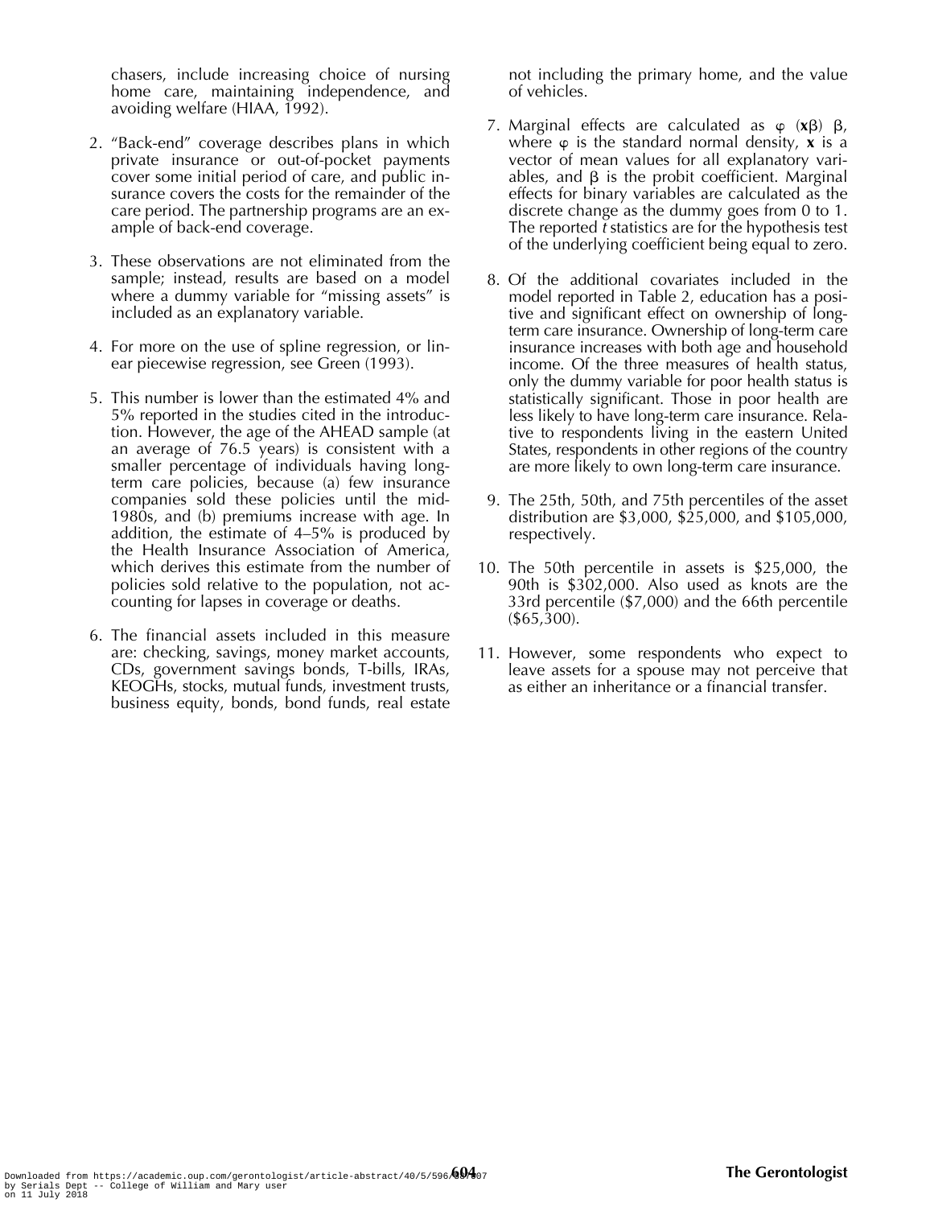chasers, include increasing choice of nursing home care, maintaining independence, and avoiding welfare (HIAA, 1992).

2. "Back-end" coverage describes plans in which private insurance or out-of-pocket payments cover some initial period of care, and public insurance covers the costs for the remainder of the care period. The partnership programs are an example of back-end coverage.

3. These observations are not eliminated from the sample; instead, results are based on a model where a dummy variable for "missing assets" is included as an explanatory variable.

4. For more on the use of spline regression, or linear piecewise regression, see Green (1993).

5. This number is lower than the estimated 4% and 5% reported in the studies cited in the introduction. However, the age of the AHEAD sample (at an average of 76.5 years) is consistent with a smaller percentage of individuals having long-term care policies, because (a) few insurance companies sold these policies until the mid-1980s, and (b) premiums increase with age. In addition, the estimate of 4–5% is produced by the Health Insurance Association of America, which derives this estimate from the number of policies sold relative to the population, not accounting for lapses in coverage or deaths.

6. The financial assets included in this measure are: checking, savings, money market accounts, CDs, government savings bonds, T-bills, IRAs, KEOGHs, stocks, mutual funds, investment trusts, business equity, bonds, bond funds, real estate not including the primary home, and the value of vehicles.

7. Marginal effects are calculated as $\varphi(\mathbf{x}\beta)\,\beta$, where $\varphi$ is the standard normal density, $\mathbf{x}$ is a vector of mean values for all explanatory variables, and $\beta$ is the probit coefficient. Marginal effects for binary variables are calculated as the discrete change as the dummy goes from 0 to 1. The reported $t$ statistics are for the hypothesis test of the underlying coefficient being equal to zero.

8. Of the additional covariates included in the model reported in Table 2, education has a positive and significant effect on ownership of long-term care insurance. Ownership of long-term care insurance increases with both age and household income. Of the three measures of health status, only the dummy variable for poor health status is statistically significant. Those in poor health are less likely to have long-term care insurance. Relative to respondents living in the eastern United States, respondents in other regions of the country are more likely to own long-term care insurance.

9. The 25th, 50th, and 75th percentiles of the asset distribution are \$3,000, \$25,000, and \$105,000, respectively.

10. The 50th percentile in assets is \$25,000, the 90th is \$302,000. Also used as knots are the 33rd percentile (\$7,000) and the 66th percentile (\$65,300).

11. However, some respondents who expect to leave assets for a spouse may not perceive that as either an inheritance or a financial transfer.